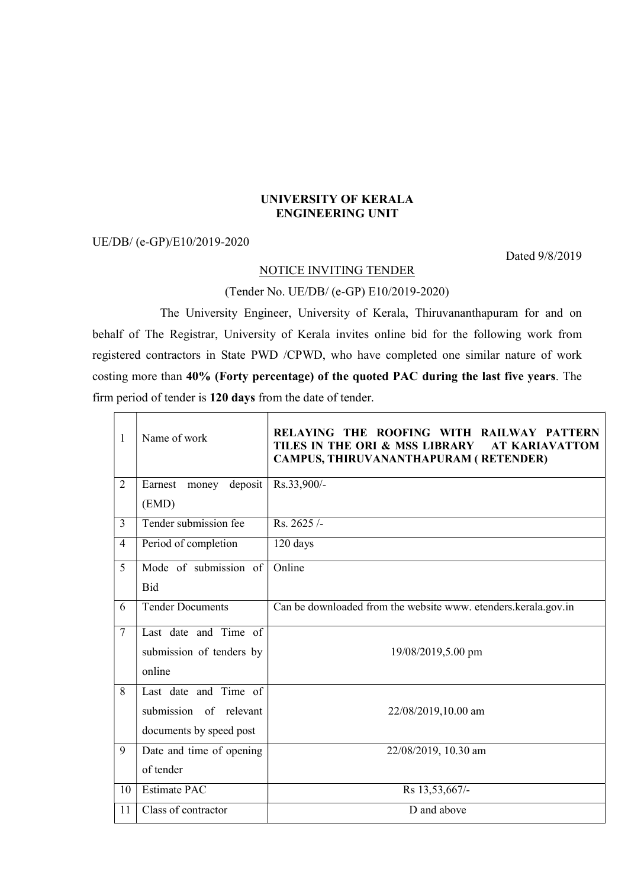**UNIVERSITY OF KERALA**
**ENGINEERING UNIT**

UE/DB/ (e-GP)/E10/2019-2020

Dated 9/8/2019

NOTICE INVITING TENDER

(Tender No. UE/DB/ (e-GP) E10/2019-2020)

The University Engineer, University of Kerala, Thiruvananthapuram for and on behalf of The Registrar, University of Kerala invites online bid for the following work from registered contractors in State PWD /CPWD, who have completed one similar nature of work costing more than **40% (Forty percentage) of the quoted PAC during the last five years**. The firm period of tender is **120 days** from the date of tender.

| | | |
|---|---|---|
| 1 | Name of work | **RELAYING THE ROOFING WITH RAILWAY PATTERN TILES IN THE ORI & MSS LIBRARY AT KARIAVATTOM CAMPUS, THIRUVANANTHAPURAM ( RETENDER)** |
| 2 | Earnest money deposit (EMD) | Rs.33,900/- |
| 3 | Tender submission fee | Rs. 2625 /- |
| 4 | Period of completion | 120 days |
| 5 | Mode of submission of Bid | Online |
| 6 | Tender Documents | Can be downloaded from the website www. etenders.kerala.gov.in |
| 7 | Last date and Time of submission of tenders by online | 19/08/2019,5.00 pm |
| 8 | Last date and Time of submission of relevant documents by speed post | 22/08/2019,10.00 am |
| 9 | Date and time of opening of tender | 22/08/2019, 10.30 am |
| 10 | Estimate PAC | Rs 13,53,667/- |
| 11 | Class of contractor | D and above |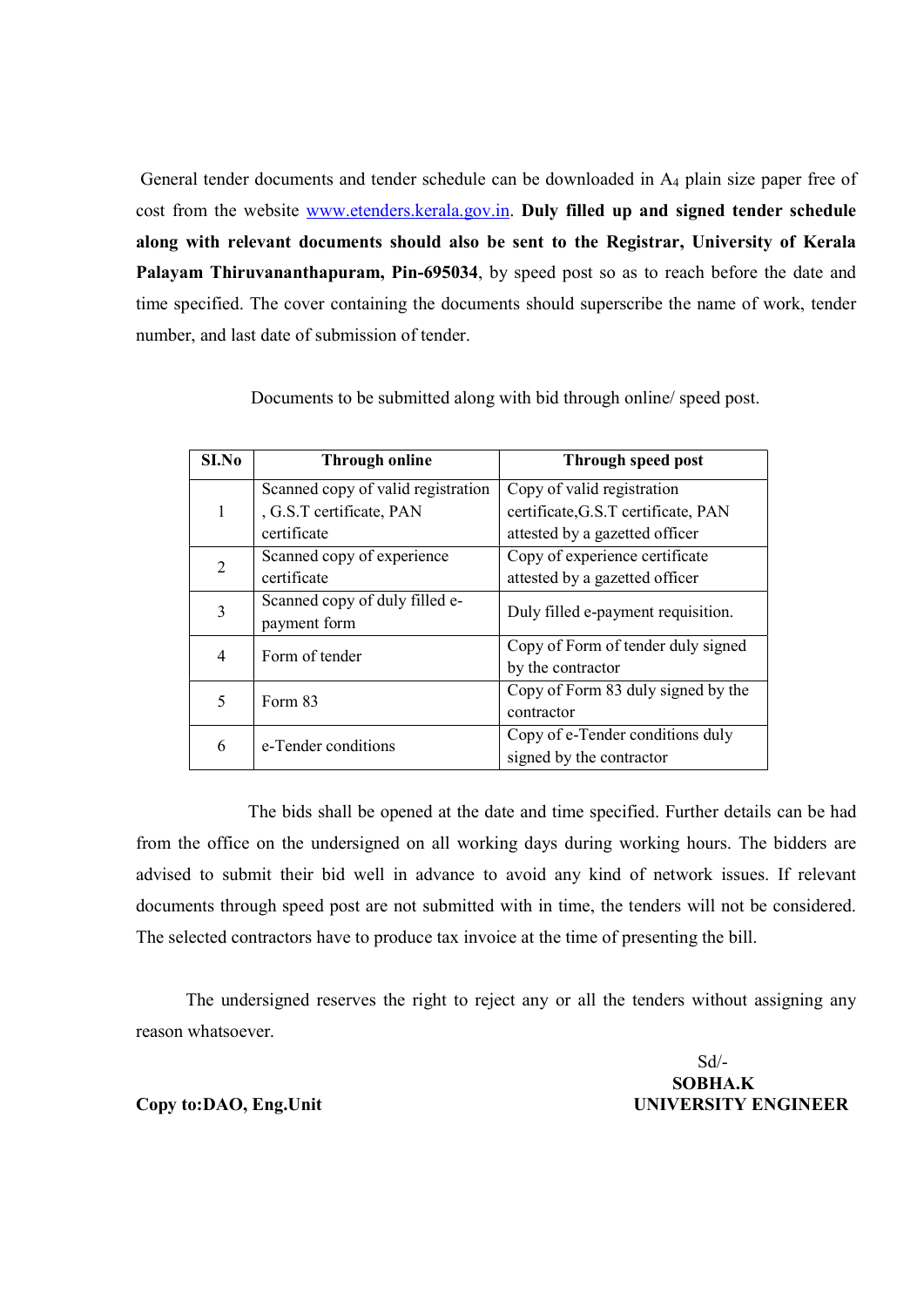General tender documents and tender schedule can be downloaded in $A_4$ plain size paper free of cost from the website [www.etenders.kerala.gov.in](http://www.etenders.kerala.gov.in). **Duly filled up and signed tender schedule along with relevant documents should also be sent to the Registrar, University of Kerala Palayam Thiruvananthapuram, Pin-695034**, by speed post so as to reach before the date and time specified. The cover containing the documents should superscribe the name of work, tender number, and last date of submission of tender.

Documents to be submitted along with bid through online/ speed post.

| SI.No | Through online | Through speed post |
|---|---|---|
| 1 | Scanned copy of valid registration , G.S.T certificate, PAN certificate | Copy of valid registration certificate,G.S.T certificate, PAN attested by a gazetted officer |
| 2 | Scanned copy of experience certificate | Copy of experience certificate attested by a gazetted officer |
| 3 | Scanned copy of duly filled e-payment form | Duly filled e-payment requisition. |
| 4 | Form of tender | Copy of Form of tender duly signed by the contractor |
| 5 | Form 83 | Copy of Form 83 duly signed by the contractor |
| 6 | e-Tender conditions | Copy of e-Tender conditions duly signed by the contractor |

The bids shall be opened at the date and time specified. Further details can be had from the office on the undersigned on all working days during working hours. The bidders are advised to submit their bid well in advance to avoid any kind of network issues. If relevant documents through speed post are not submitted with in time, the tenders will not be considered. The selected contractors have to produce tax invoice at the time of presenting the bill.

The undersigned reserves the right to reject any or all the tenders without assigning any reason whatsoever.

Sd/-
**SOBHA.K**
**UNIVERSITY ENGINEER**

**Copy to:DAO, Eng.Unit**